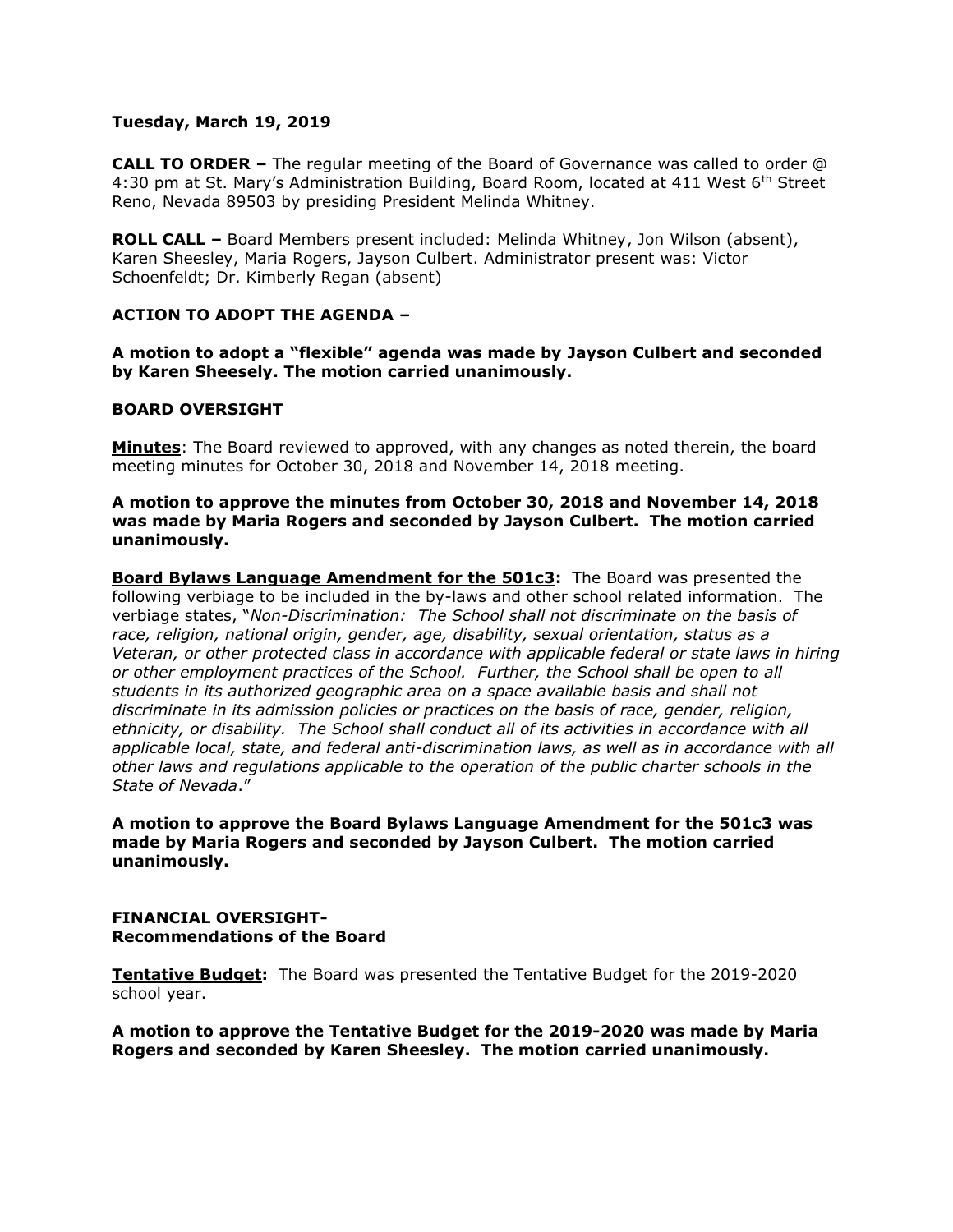**Tuesday, March 19, 2019**

**CALL TO ORDER –** The regular meeting of the Board of Governance was called to order @ 4:30 pm at St. Mary's Administration Building, Board Room, located at 411 West 6th Street Reno, Nevada 89503 by presiding President Melinda Whitney.

**ROLL CALL –** Board Members present included: Melinda Whitney, Jon Wilson (absent), Karen Sheesley, Maria Rogers, Jayson Culbert. Administrator present was: Victor Schoenfeldt; Dr. Kimberly Regan (absent)

**ACTION TO ADOPT THE AGENDA –**

**A motion to adopt a "flexible" agenda was made by Jayson Culbert and seconded by Karen Sheesely. The motion carried unanimously.**

**BOARD OVERSIGHT**

**Minutes**: The Board reviewed to approved, with any changes as noted therein, the board meeting minutes for October 30, 2018 and November 14, 2018 meeting.

**A motion to approve the minutes from October 30, 2018 and November 14, 2018 was made by Maria Rogers and seconded by Jayson Culbert. The motion carried unanimously.**

**Board Bylaws Language Amendment for the 501c3:** The Board was presented the following verbiage to be included in the by-laws and other school related information. The verbiage states, "*Non-Discrimination: The School shall not discriminate on the basis of race, religion, national origin, gender, age, disability, sexual orientation, status as a Veteran, or other protected class in accordance with applicable federal or state laws in hiring or other employment practices of the School. Further, the School shall be open to all students in its authorized geographic area on a space available basis and shall not discriminate in its admission policies or practices on the basis of race, gender, religion, ethnicity, or disability. The School shall conduct all of its activities in accordance with all applicable local, state, and federal anti-discrimination laws, as well as in accordance with all other laws and regulations applicable to the operation of the public charter schools in the State of Nevada*."

**A motion to approve the Board Bylaws Language Amendment for the 501c3 was made by Maria Rogers and seconded by Jayson Culbert. The motion carried unanimously.**

**FINANCIAL OVERSIGHT-**
**Recommendations of the Board**

**Tentative Budget:** The Board was presented the Tentative Budget for the 2019-2020 school year.

**A motion to approve the Tentative Budget for the 2019-2020 was made by Maria Rogers and seconded by Karen Sheesley. The motion carried unanimously.**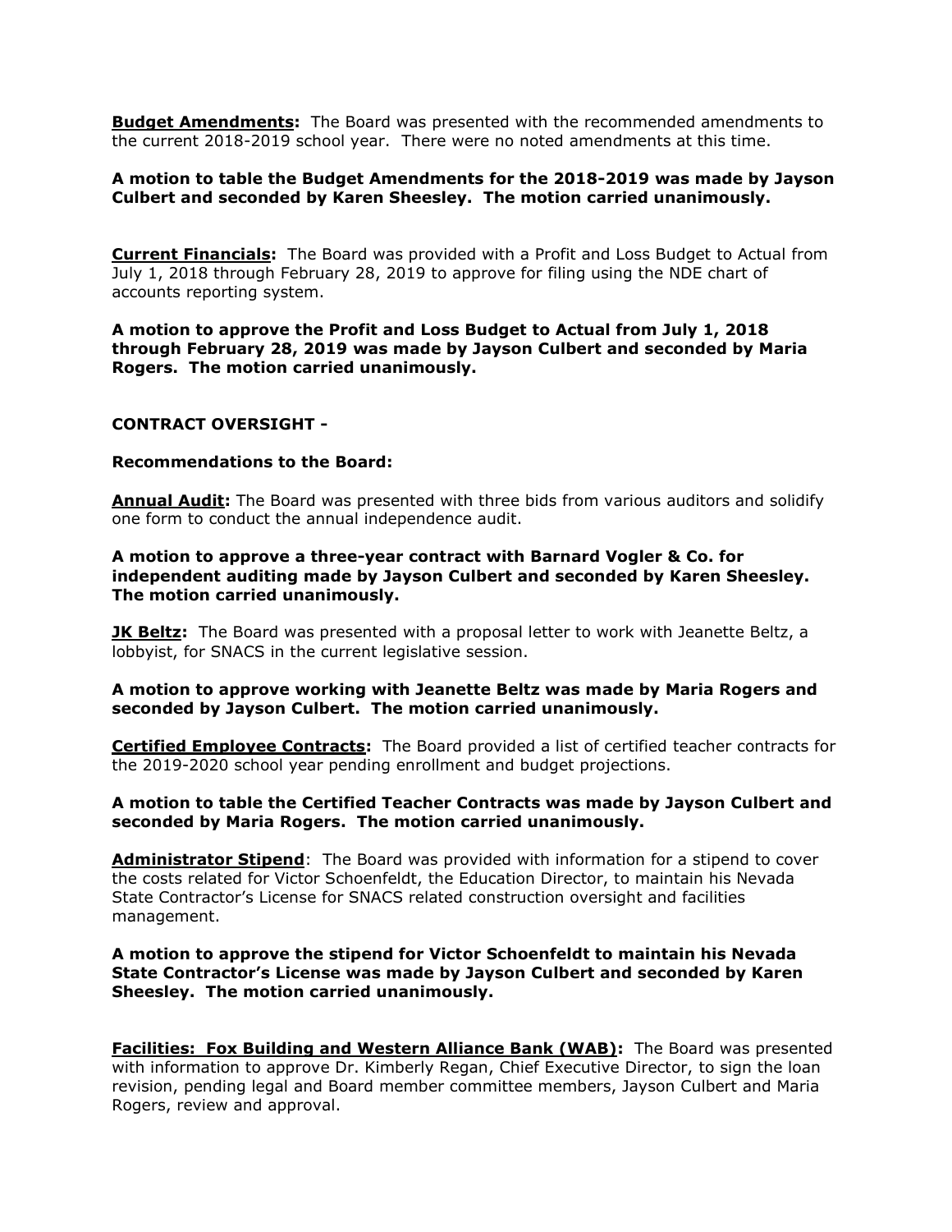**Budget Amendments:** The Board was presented with the recommended amendments to the current 2018-2019 school year. There were no noted amendments at this time.

**A motion to table the Budget Amendments for the 2018-2019 was made by Jayson Culbert and seconded by Karen Sheesley. The motion carried unanimously.**

**Current Financials:** The Board was provided with a Profit and Loss Budget to Actual from July 1, 2018 through February 28, 2019 to approve for filing using the NDE chart of accounts reporting system.

**A motion to approve the Profit and Loss Budget to Actual from July 1, 2018 through February 28, 2019 was made by Jayson Culbert and seconded by Maria Rogers. The motion carried unanimously.**

**CONTRACT OVERSIGHT -**

**Recommendations to the Board:**

**Annual Audit:** The Board was presented with three bids from various auditors and solidify one form to conduct the annual independence audit.

**A motion to approve a three-year contract with Barnard Vogler & Co. for independent auditing made by Jayson Culbert and seconded by Karen Sheesley. The motion carried unanimously.**

**JK Beltz:** The Board was presented with a proposal letter to work with Jeanette Beltz, a lobbyist, for SNACS in the current legislative session.

**A motion to approve working with Jeanette Beltz was made by Maria Rogers and seconded by Jayson Culbert. The motion carried unanimously.**

**Certified Employee Contracts:** The Board provided a list of certified teacher contracts for the 2019-2020 school year pending enrollment and budget projections.

**A motion to table the Certified Teacher Contracts was made by Jayson Culbert and seconded by Maria Rogers. The motion carried unanimously.**

**Administrator Stipend**: The Board was provided with information for a stipend to cover the costs related for Victor Schoenfeldt, the Education Director, to maintain his Nevada State Contractor's License for SNACS related construction oversight and facilities management.

**A motion to approve the stipend for Victor Schoenfeldt to maintain his Nevada State Contractor's License was made by Jayson Culbert and seconded by Karen Sheesley. The motion carried unanimously.**

**Facilities: Fox Building and Western Alliance Bank (WAB):** The Board was presented with information to approve Dr. Kimberly Regan, Chief Executive Director, to sign the loan revision, pending legal and Board member committee members, Jayson Culbert and Maria Rogers, review and approval.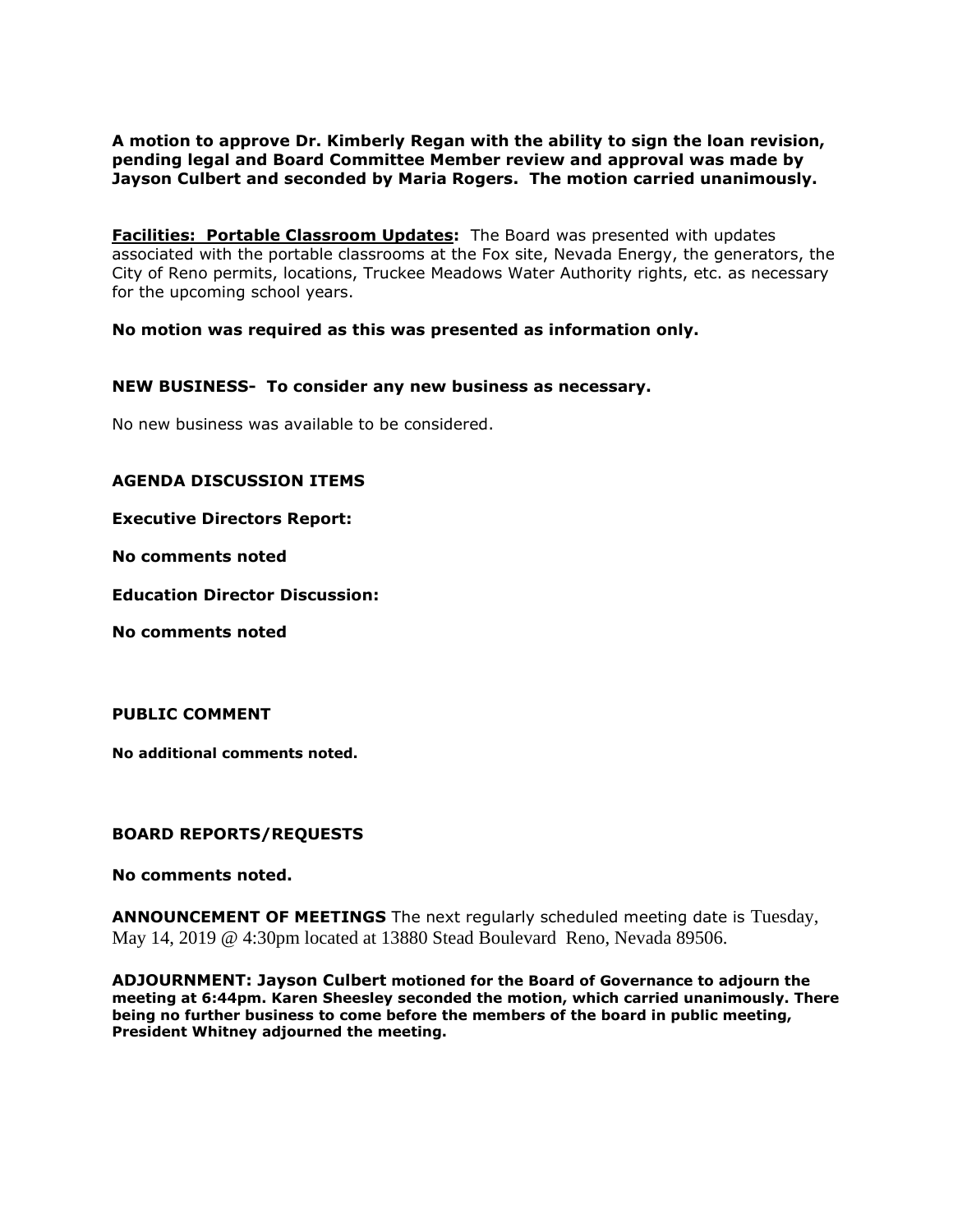**A motion to approve Dr. Kimberly Regan with the ability to sign the loan revision, pending legal and Board Committee Member review and approval was made by Jayson Culbert and seconded by Maria Rogers. The motion carried unanimously.**

**Facilities: Portable Classroom Updates:** The Board was presented with updates associated with the portable classrooms at the Fox site, Nevada Energy, the generators, the City of Reno permits, locations, Truckee Meadows Water Authority rights, etc. as necessary for the upcoming school years.

**No motion was required as this was presented as information only.**

**NEW BUSINESS- To consider any new business as necessary.**

No new business was available to be considered.

**AGENDA DISCUSSION ITEMS**

**Executive Directors Report:**

**No comments noted**

**Education Director Discussion:**

**No comments noted**

**PUBLIC COMMENT**

**No additional comments noted.**

**BOARD REPORTS/REQUESTS**

**No comments noted.**

**ANNOUNCEMENT OF MEETINGS** The next regularly scheduled meeting date is Tuesday, May 14, 2019 @ 4:30pm located at 13880 Stead Boulevard Reno, Nevada 89506.

**ADJOURNMENT: Jayson Culbert motioned for the Board of Governance to adjourn the meeting at 6:44pm. Karen Sheesley seconded the motion, which carried unanimously. There being no further business to come before the members of the board in public meeting, President Whitney adjourned the meeting.**